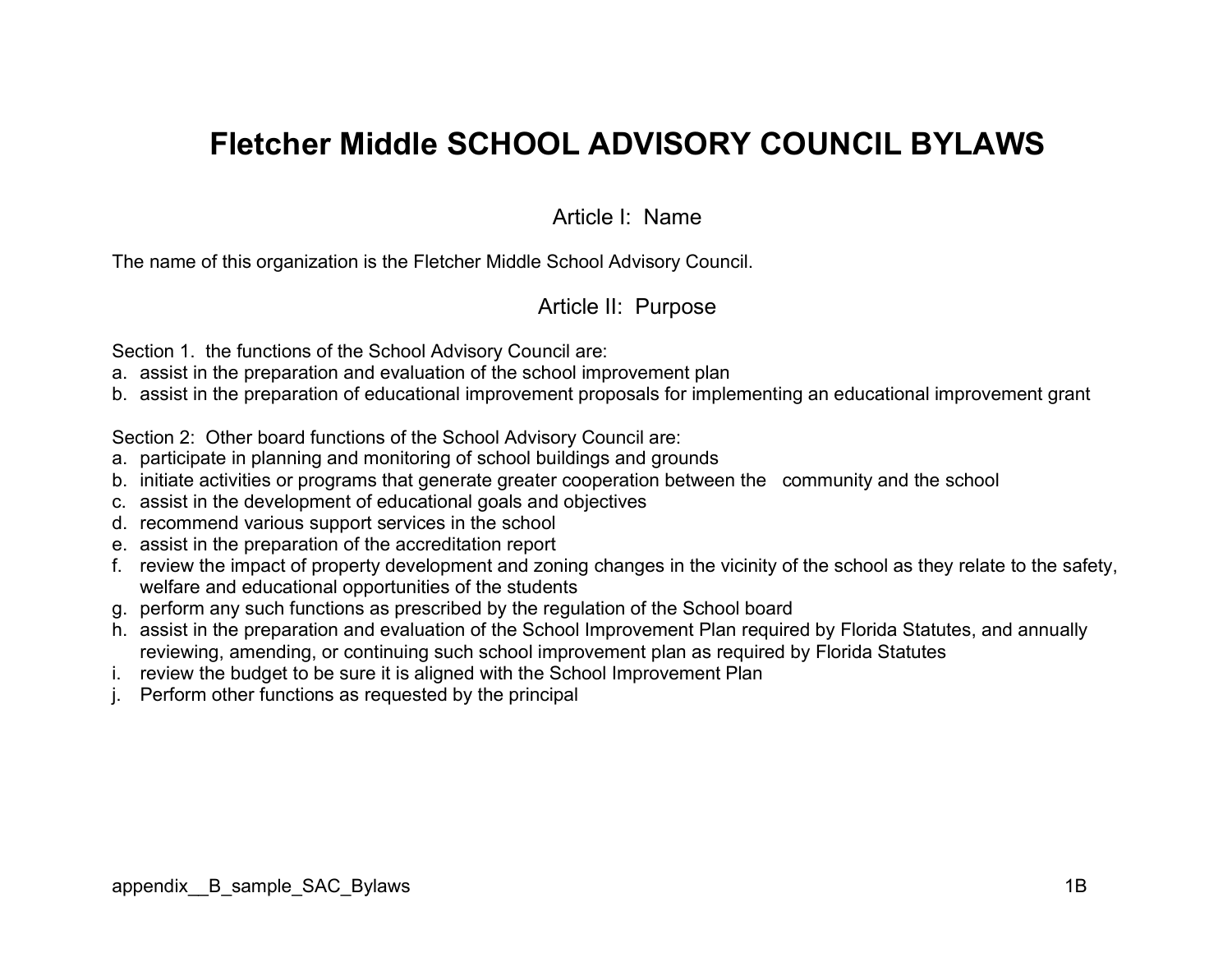# Fletcher Middle SCHOOL ADVISORY COUNCIL BYLAWS

## Article I: Name

The name of this organization is the Fletcher Middle School Advisory Council.

## Article II: Purpose

Section 1. the functions of the School Advisory Council are:

a. assist in the preparation and evaluation of the school improvement plan
b. assist in the preparation of educational improvement proposals for implementing an educational improvement grant

Section 2: Other board functions of the School Advisory Council are:

a. participate in planning and monitoring of school buildings and grounds
b. initiate activities or programs that generate greater cooperation between the community and the school
c. assist in the development of educational goals and objectives
d. recommend various support services in the school
e. assist in the preparation of the accreditation report
f. review the impact of property development and zoning changes in the vicinity of the school as they relate to the safety, welfare and educational opportunities of the students
g. perform any such functions as prescribed by the regulation of the School board
h. assist in the preparation and evaluation of the School Improvement Plan required by Florida Statutes, and annually reviewing, amending, or continuing such school improvement plan as required by Florida Statutes
i. review the budget to be sure it is aligned with the School Improvement Plan
j. Perform other functions as requested by the principal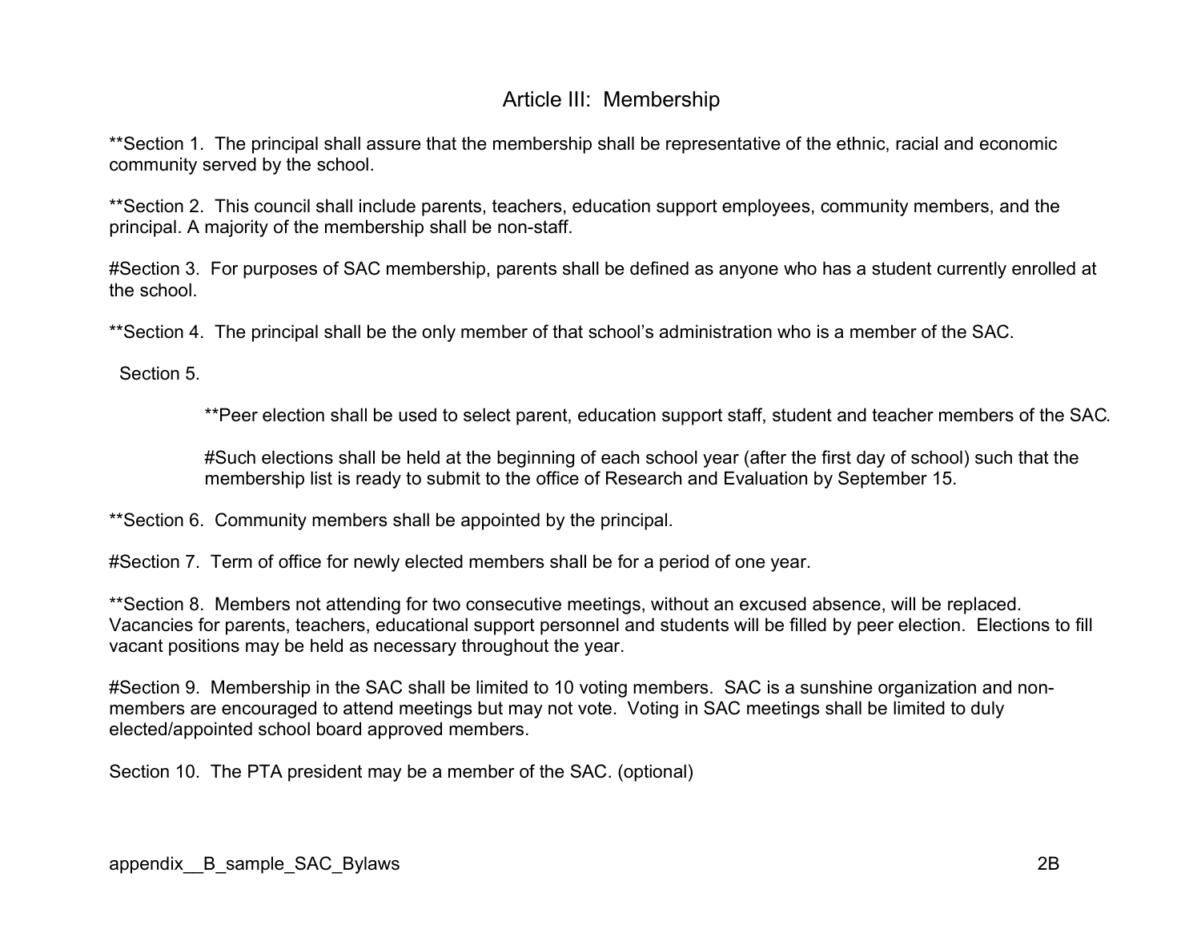## Article III: Membership

**Section 1. The principal shall assure that the membership shall be representative of the ethnic, racial and economic community served by the school.

**Section 2. This council shall include parents, teachers, education support employees, community members, and the principal. A majority of the membership shall be non-staff.

#Section 3. For purposes of SAC membership, parents shall be defined as anyone who has a student currently enrolled at the school.

**Section 4. The principal shall be the only member of that school's administration who is a member of the SAC.

Section 5.

> **Peer election shall be used to select parent, education support staff, student and teacher members of the SAC.
>
> #Such elections shall be held at the beginning of each school year (after the first day of school) such that the membership list is ready to submit to the office of Research and Evaluation by September 15.

**Section 6. Community members shall be appointed by the principal.

#Section 7. Term of office for newly elected members shall be for a period of one year.

**Section 8. Members not attending for two consecutive meetings, without an excused absence, will be replaced. Vacancies for parents, teachers, educational support personnel and students will be filled by peer election. Elections to fill vacant positions may be held as necessary throughout the year.

#Section 9. Membership in the SAC shall be limited to 10 voting members. SAC is a sunshine organization and non-members are encouraged to attend meetings but may not vote. Voting in SAC meetings shall be limited to duly elected/appointed school board approved members.

Section 10. The PTA president may be a member of the SAC. (optional)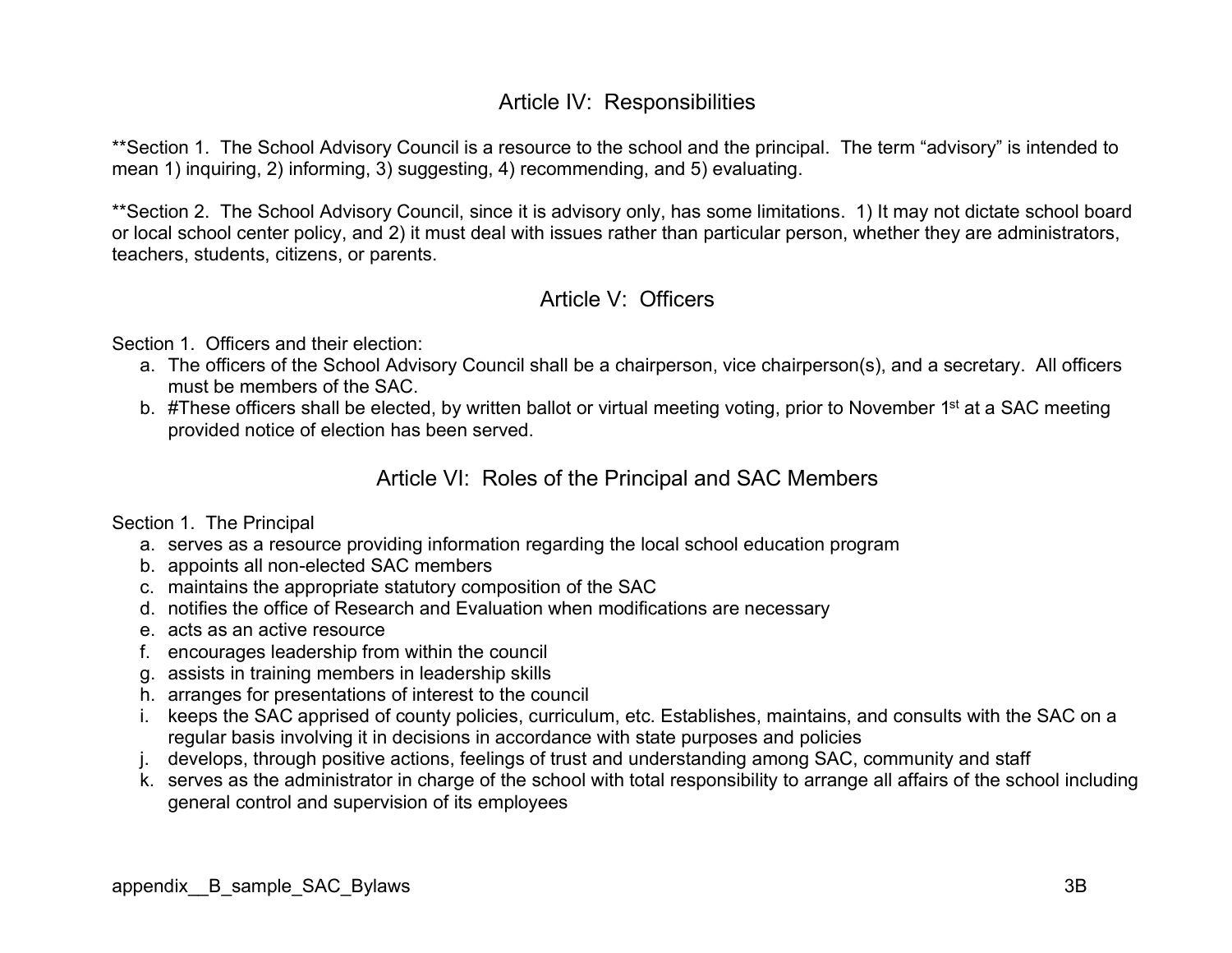## Article IV: Responsibilities

**Section 1. The School Advisory Council is a resource to the school and the principal. The term “advisory” is intended to mean 1) inquiring, 2) informing, 3) suggesting, 4) recommending, and 5) evaluating.

**Section 2. The School Advisory Council, since it is advisory only, has some limitations. 1) It may not dictate school board or local school center policy, and 2) it must deal with issues rather than particular person, whether they are administrators, teachers, students, citizens, or parents.

## Article V: Officers

Section 1. Officers and their election:

a. The officers of the School Advisory Council shall be a chairperson, vice chairperson(s), and a secretary. All officers must be members of the SAC.
b. #These officers shall be elected, by written ballot or virtual meeting voting, prior to November 1st at a SAC meeting provided notice of election has been served.

## Article VI: Roles of the Principal and SAC Members

Section 1. The Principal

a. serves as a resource providing information regarding the local school education program
b. appoints all non-elected SAC members
c. maintains the appropriate statutory composition of the SAC
d. notifies the office of Research and Evaluation when modifications are necessary
e. acts as an active resource
f. encourages leadership from within the council
g. assists in training members in leadership skills
h. arranges for presentations of interest to the council
i. keeps the SAC apprised of county policies, curriculum, etc. Establishes, maintains, and consults with the SAC on a regular basis involving it in decisions in accordance with state purposes and policies
j. develops, through positive actions, feelings of trust and understanding among SAC, community and staff
k. serves as the administrator in charge of the school with total responsibility to arrange all affairs of the school including general control and supervision of its employees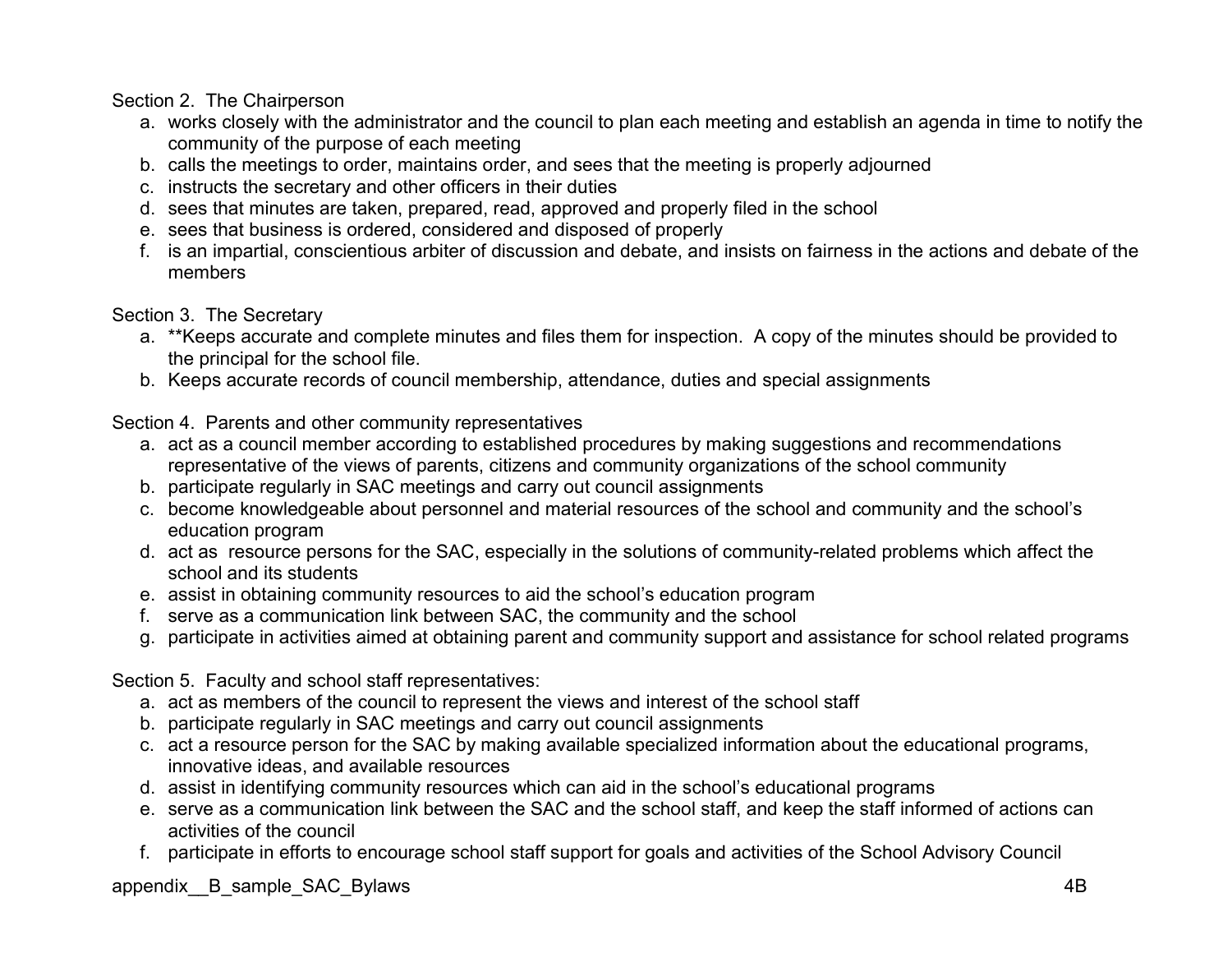Section 2. The Chairperson

a. works closely with the administrator and the council to plan each meeting and establish an agenda in time to notify the community of the purpose of each meeting
b. calls the meetings to order, maintains order, and sees that the meeting is properly adjourned
c. instructs the secretary and other officers in their duties
d. sees that minutes are taken, prepared, read, approved and properly filed in the school
e. sees that business is ordered, considered and disposed of properly
f. is an impartial, conscientious arbiter of discussion and debate, and insists on fairness in the actions and debate of the members

Section 3. The Secretary

a. **Keeps accurate and complete minutes and files them for inspection. A copy of the minutes should be provided to the principal for the school file.
b. Keeps accurate records of council membership, attendance, duties and special assignments

Section 4. Parents and other community representatives

a. act as a council member according to established procedures by making suggestions and recommendations representative of the views of parents, citizens and community organizations of the school community
b. participate regularly in SAC meetings and carry out council assignments
c. become knowledgeable about personnel and material resources of the school and community and the school's education program
d. act as resource persons for the SAC, especially in the solutions of community-related problems which affect the school and its students
e. assist in obtaining community resources to aid the school's education program
f. serve as a communication link between SAC, the community and the school
g. participate in activities aimed at obtaining parent and community support and assistance for school related programs

Section 5. Faculty and school staff representatives:

a. act as members of the council to represent the views and interest of the school staff
b. participate regularly in SAC meetings and carry out council assignments
c. act a resource person for the SAC by making available specialized information about the educational programs, innovative ideas, and available resources
d. assist in identifying community resources which can aid in the school's educational programs
e. serve as a communication link between the SAC and the school staff, and keep the staff informed of actions can activities of the council
f. participate in efforts to encourage school staff support for goals and activities of the School Advisory Council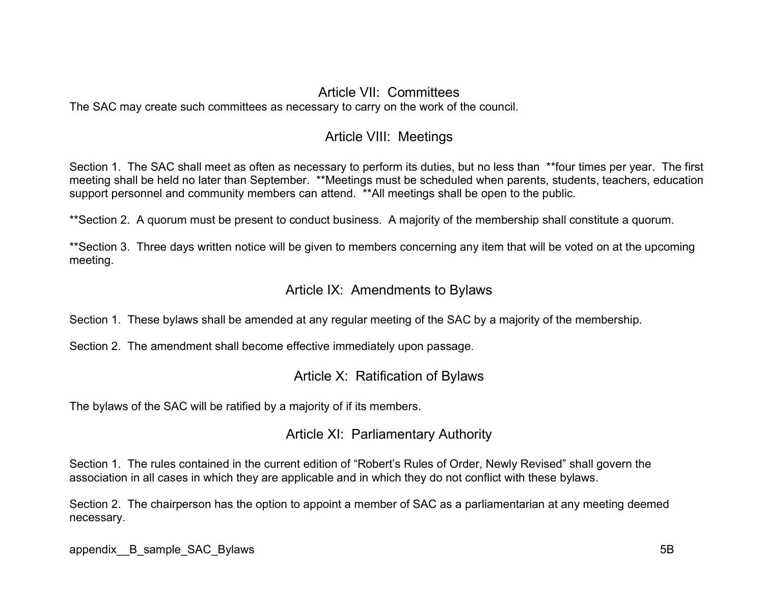## Article VII: Committees

The SAC may create such committees as necessary to carry on the work of the council.

## Article VIII: Meetings

Section 1. The SAC shall meet as often as necessary to perform its duties, but no less than **four times per year. The first meeting shall be held no later than September. **Meetings must be scheduled when parents, students, teachers, education support personnel and community members can attend. **All meetings shall be open to the public.

**Section 2. A quorum must be present to conduct business. A majority of the membership shall constitute a quorum.

**Section 3. Three days written notice will be given to members concerning any item that will be voted on at the upcoming meeting.

## Article IX: Amendments to Bylaws

Section 1. These bylaws shall be amended at any regular meeting of the SAC by a majority of the membership.

Section 2. The amendment shall become effective immediately upon passage.

## Article X: Ratification of Bylaws

The bylaws of the SAC will be ratified by a majority of if its members.

## Article XI: Parliamentary Authority

Section 1. The rules contained in the current edition of "Robert's Rules of Order, Newly Revised" shall govern the association in all cases in which they are applicable and in which they do not conflict with these bylaws.

Section 2. The chairperson has the option to appoint a member of SAC as a parliamentarian at any meeting deemed necessary.